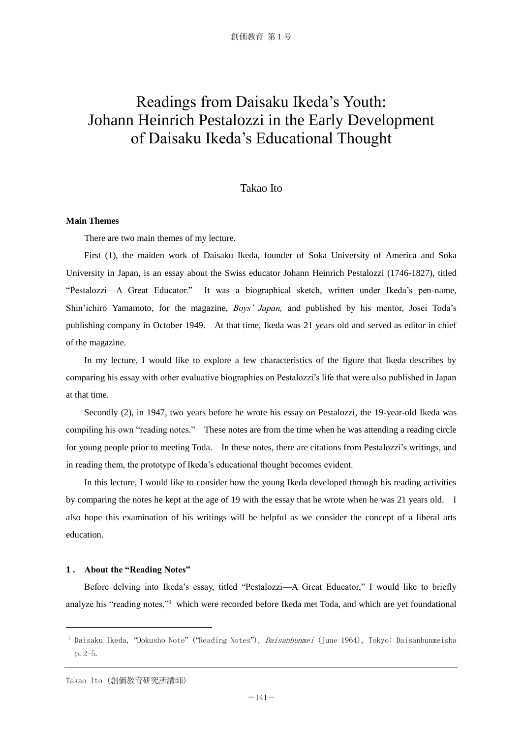# Readings from Daisaku Ikeda's Youth: Johann Heinrich Pestalozzi in the Early Development of Daisaku Ikeda's Educational Thought

Takao Ito

**Main Themes**

There are two main themes of my lecture.

First (1), the maiden work of Daisaku Ikeda, founder of Soka University of America and Soka University in Japan, is an essay about the Swiss educator Johann Heinrich Pestalozzi (1746-1827), titled "Pestalozzi—A Great Educator." It was a biographical sketch, written under Ikeda's pen-name, Shin'ichiro Yamamoto, for the magazine, *Boys' Japan,* and published by his mentor, Josei Toda's publishing company in October 1949. At that time, Ikeda was 21 years old and served as editor in chief of the magazine.

In my lecture, I would like to explore a few characteristics of the figure that Ikeda describes by comparing his essay with other evaluative biographies on Pestalozzi's life that were also published in Japan at that time.

Secondly (2), in 1947, two years before he wrote his essay on Pestalozzi, the 19-year-old Ikeda was compiling his own "reading notes." These notes are from the time when he was attending a reading circle for young people prior to meeting Toda. In these notes, there are citations from Pestalozzi's writings, and in reading them, the prototype of Ikeda's educational thought becomes evident.

In this lecture, I would like to consider how the young Ikeda developed through his reading activities by comparing the notes he kept at the age of 19 with the essay that he wrote when he was 21 years old. I also hope this examination of his writings will be helpful as we consider the concept of a liberal arts education.

**1. About the "Reading Notes"**

Before delving into Ikeda's essay, titled "Pestalozzi—A Great Educator," I would like to briefly analyze his "reading notes,"[1] which were recorded before Ikeda met Toda, and which are yet foundational

---

[1] Daisaku Ikeda, "Dokusho Note" ("Reading Notes"), *Daisanbunmei* (June 1964), Tokyo: Daisanbunmeisha p.2-5.

Takao Ito (創価教育研究所講師)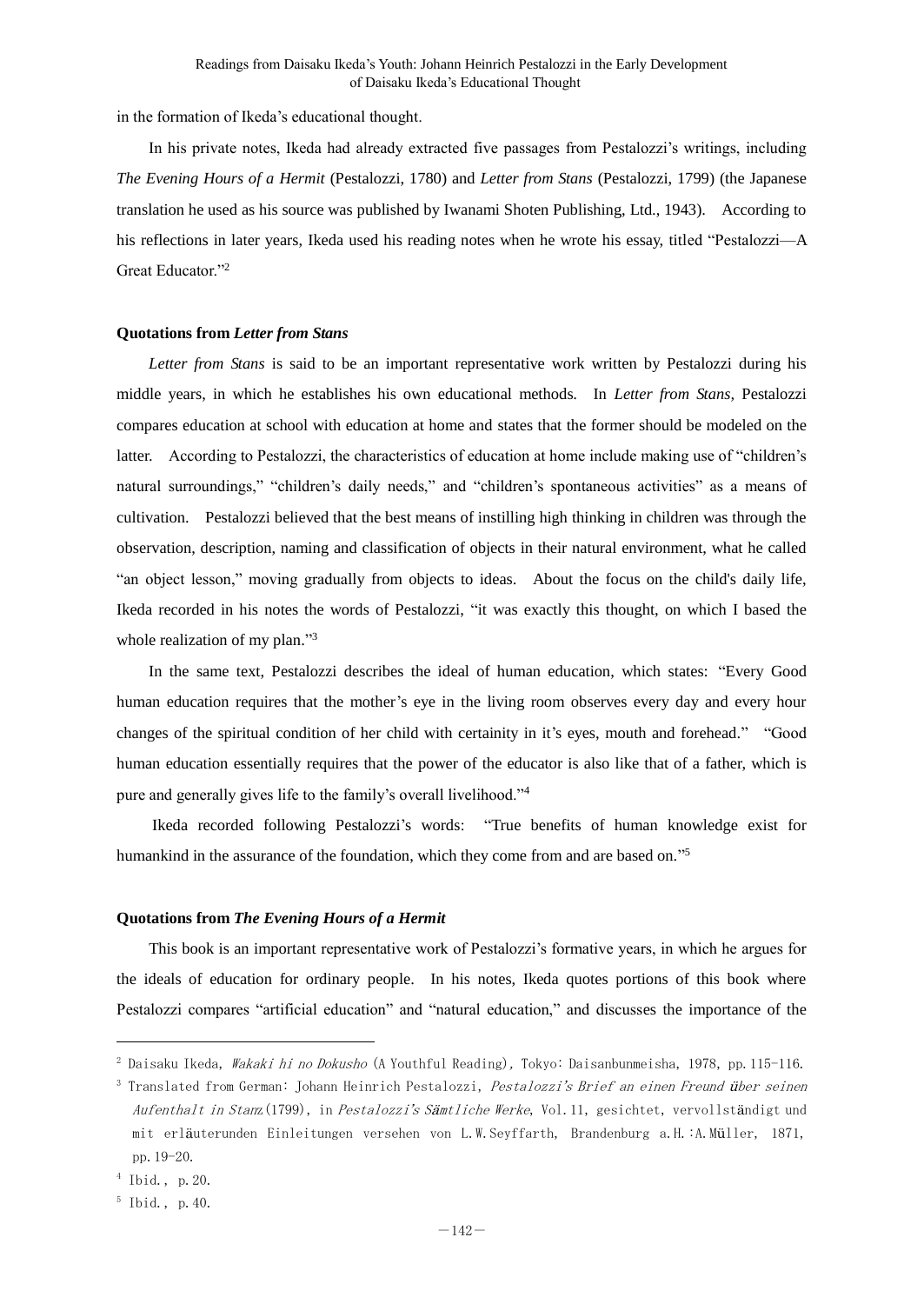in the formation of Ikeda's educational thought.

In his private notes, Ikeda had already extracted five passages from Pestalozzi's writings, including *The Evening Hours of a Hermit* (Pestalozzi, 1780) and *Letter from Stans* (Pestalozzi, 1799) (the Japanese translation he used as his source was published by Iwanami Shoten Publishing, Ltd., 1943). According to his reflections in later years, Ikeda used his reading notes when he wrote his essay, titled "Pestalozzi—A Great Educator."[2]

**Quotations from *Letter from Stans***

*Letter from Stans* is said to be an important representative work written by Pestalozzi during his middle years, in which he establishes his own educational methods. In *Letter from Stans,* Pestalozzi compares education at school with education at home and states that the former should be modeled on the latter. According to Pestalozzi, the characteristics of education at home include making use of "children's natural surroundings," "children's daily needs," and "children's spontaneous activities" as a means of cultivation. Pestalozzi believed that the best means of instilling high thinking in children was through the observation, description, naming and classification of objects in their natural environment, what he called "an object lesson," moving gradually from objects to ideas. About the focus on the child's daily life, Ikeda recorded in his notes the words of Pestalozzi, "it was exactly this thought, on which I based the whole realization of my plan."[3]

In the same text, Pestalozzi describes the ideal of human education, which states: "Every Good human education requires that the mother's eye in the living room observes every day and every hour changes of the spiritual condition of her child with certainity in it's eyes, mouth and forehead." "Good human education essentially requires that the power of the educator is also like that of a father, which is pure and generally gives life to the family's overall livelihood."[4]

Ikeda recorded following Pestalozzi's words: "True benefits of human knowledge exist for humankind in the assurance of the foundation, which they come from and are based on."[5]

**Quotations from *The Evening Hours of a Hermit***

This book is an important representative work of Pestalozzi's formative years, in which he argues for the ideals of education for ordinary people. In his notes, Ikeda quotes portions of this book where Pestalozzi compares "artificial education" and "natural education," and discusses the importance of the

---

[2] Daisaku Ikeda, *Wakaki hi no Dokusho* (A Youthful Reading), Tokyo: Daisanbunmeisha, 1978, pp.115-116.

[3] Translated from German: Johann Heinrich Pestalozzi, *Pestalozzi's Brief an einen Freund über seinen Aufenthalt in Stanz* (1799), in *Pestalozzi's Sämtliche Werke*, Vol.11, gesichtet, vervollständigt und mit erläuterunden Einleitungen versehen von L.W.Seyffarth, Brandenburg a.H.:A.Müller, 1871, pp.19-20.

[4] Ibid., p.20.

[5] Ibid., p.40.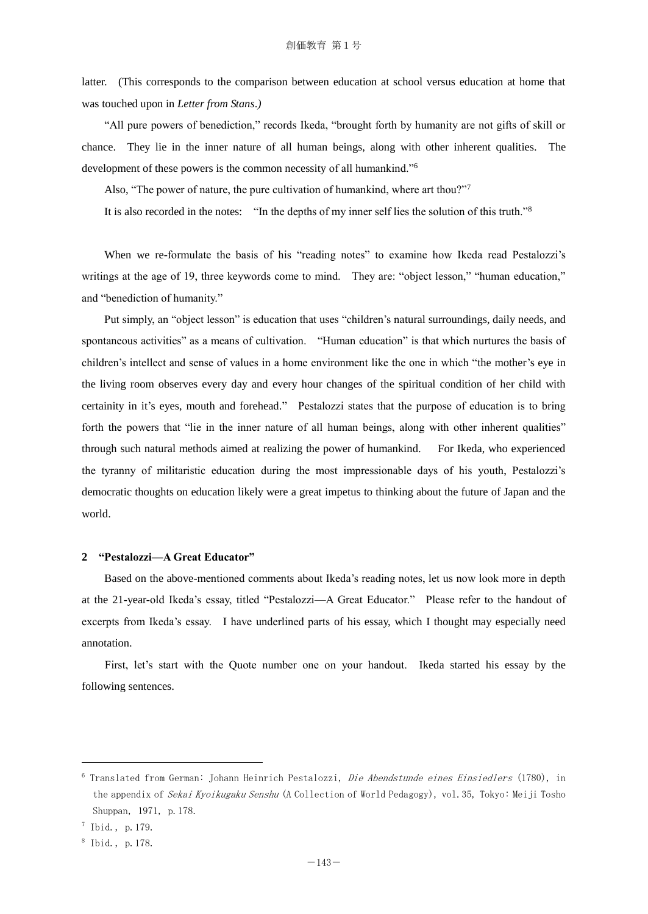latter. (This corresponds to the comparison between education at school versus education at home that was touched upon in *Letter from Stans*.)

"All pure powers of benediction," records Ikeda, "brought forth by humanity are not gifts of skill or chance. They lie in the inner nature of all human beings, along with other inherent qualities. The development of these powers is the common necessity of all humankind."[6]

Also, "The power of nature, the pure cultivation of humankind, where art thou?"[7]

It is also recorded in the notes: "In the depths of my inner self lies the solution of this truth."[8]

When we re-formulate the basis of his "reading notes" to examine how Ikeda read Pestalozzi's writings at the age of 19, three keywords come to mind. They are: "object lesson," "human education," and "benediction of humanity."

Put simply, an "object lesson" is education that uses "children's natural surroundings, daily needs, and spontaneous activities" as a means of cultivation. "Human education" is that which nurtures the basis of children's intellect and sense of values in a home environment like the one in which "the mother's eye in the living room observes every day and every hour changes of the spiritual condition of her child with certainity in it's eyes, mouth and forehead." Pestalozzi states that the purpose of education is to bring forth the powers that "lie in the inner nature of all human beings, along with other inherent qualities" through such natural methods aimed at realizing the power of humankind. For Ikeda, who experienced the tyranny of militaristic education during the most impressionable days of his youth, Pestalozzi's democratic thoughts on education likely were a great impetus to thinking about the future of Japan and the world.

## 2 "Pestalozzi—A Great Educator"

Based on the above-mentioned comments about Ikeda's reading notes, let us now look more in depth at the 21-year-old Ikeda's essay, titled "Pestalozzi—A Great Educator." Please refer to the handout of excerpts from Ikeda's essay. I have underlined parts of his essay, which I thought may especially need annotation.

First, let's start with the Quote number one on your handout. Ikeda started his essay by the following sentences.

---

[6] Translated from German: Johann Heinrich Pestalozzi, *Die Abendstunde eines Einsiedlers* (1780), in the appendix of *Sekai Kyoikugaku Senshu* (A Collection of World Pedagogy), vol.35, Tokyo: Meiji Tosho Shuppan, 1971, p.178.

[7] Ibid., p.179.

[8] Ibid., p.178.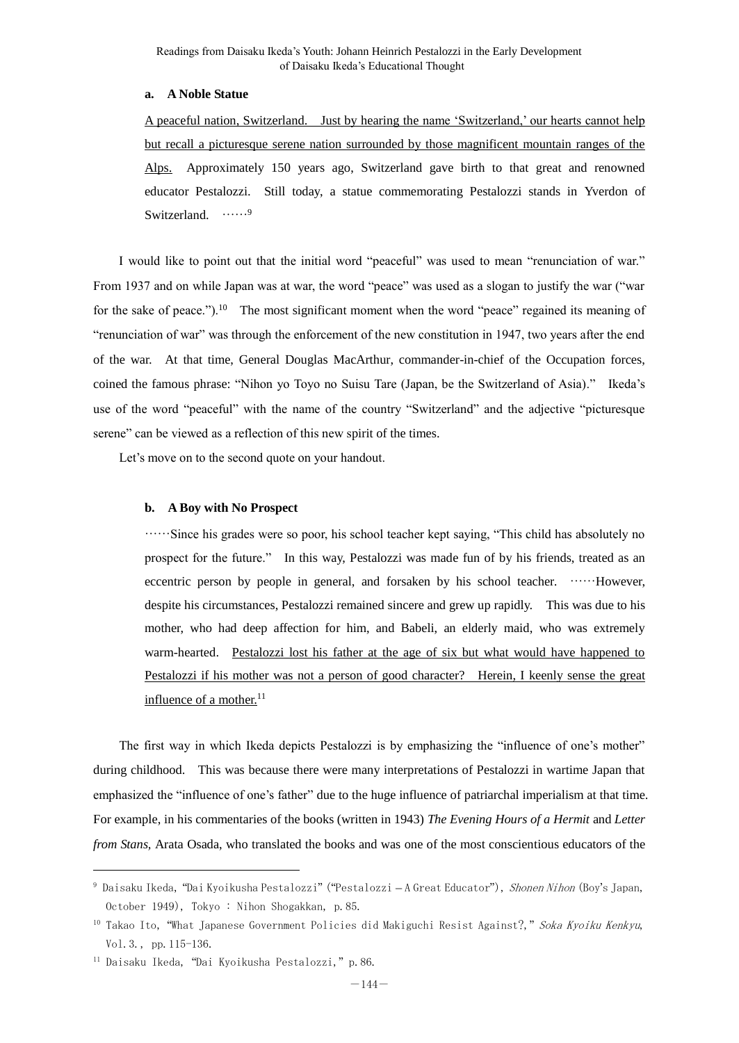**a. A Noble Statue**

> A peaceful nation, Switzerland. Just by hearing the name 'Switzerland,' our hearts cannot help but recall a picturesque serene nation surrounded by those magnificent mountain ranges of the Alps. Approximately 150 years ago, Switzerland gave birth to that great and renowned educator Pestalozzi. Still today, a statue commemorating Pestalozzi stands in Yverdon of Switzerland. ……[9]

I would like to point out that the initial word "peaceful" was used to mean "renunciation of war." From 1937 and on while Japan was at war, the word "peace" was used as a slogan to justify the war ("war for the sake of peace.").[10] The most significant moment when the word "peace" regained its meaning of "renunciation of war" was through the enforcement of the new constitution in 1947, two years after the end of the war. At that time, General Douglas MacArthur, commander-in-chief of the Occupation forces, coined the famous phrase: "Nihon yo Toyo no Suisu Tare (Japan, be the Switzerland of Asia)." Ikeda's use of the word "peaceful" with the name of the country "Switzerland" and the adjective "picturesque serene" can be viewed as a reflection of this new spirit of the times.

Let's move on to the second quote on your handout.

**b. A Boy with No Prospect**

> ……Since his grades were so poor, his school teacher kept saying, "This child has absolutely no prospect for the future." In this way, Pestalozzi was made fun of by his friends, treated as an eccentric person by people in general, and forsaken by his school teacher. ……However, despite his circumstances, Pestalozzi remained sincere and grew up rapidly. This was due to his mother, who had deep affection for him, and Babeli, an elderly maid, who was extremely warm-hearted. Pestalozzi lost his father at the age of six but what would have happened to Pestalozzi if his mother was not a person of good character? Herein, I keenly sense the great influence of a mother.[11]

The first way in which Ikeda depicts Pestalozzi is by emphasizing the "influence of one's mother" during childhood. This was because there were many interpretations of Pestalozzi in wartime Japan that emphasized the "influence of one's father" due to the huge influence of patriarchal imperialism at that time. For example, in his commentaries of the books (written in 1943) *The Evening Hours of a Hermit* and *Letter from Stans,* Arata Osada, who translated the books and was one of the most conscientious educators of the

---

[9] Daisaku Ikeda, "Dai Kyoikusha Pestalozzi" ("Pestalozzi – A Great Educator"), *Shonen Nihon* (Boy's Japan, October 1949), Tokyo : Nihon Shogakkan, p.85.

[10] Takao Ito, "What Japanese Government Policies did Makiguchi Resist Against?," *Soka Kyoiku Kenkyu*, Vol.3., pp.115-136.

[11] Daisaku Ikeda, "Dai Kyoikusha Pestalozzi," p.86.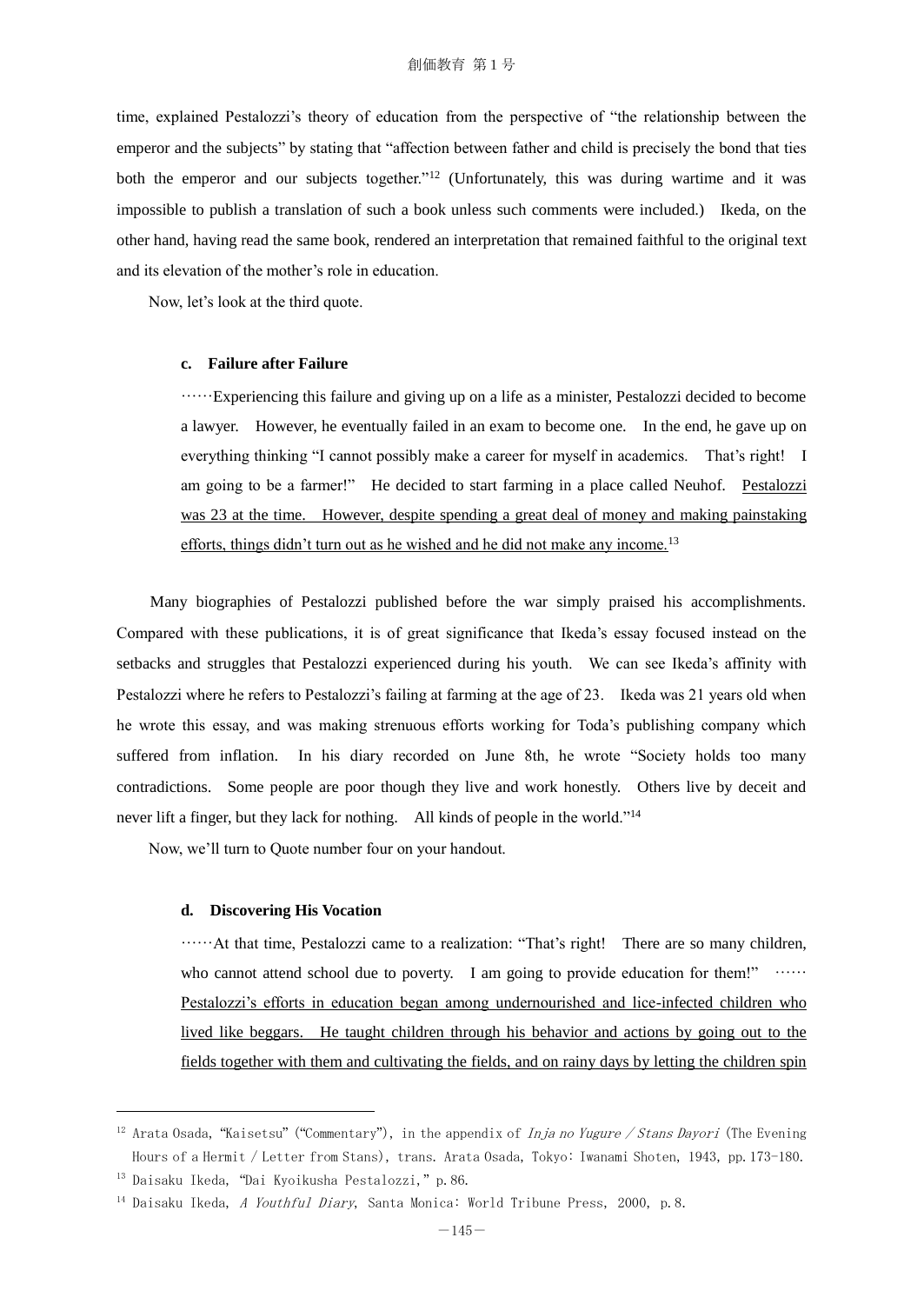time, explained Pestalozzi's theory of education from the perspective of "the relationship between the emperor and the subjects" by stating that "affection between father and child is precisely the bond that ties both the emperor and our subjects together."[12] (Unfortunately, this was during wartime and it was impossible to publish a translation of such a book unless such comments were included.) Ikeda, on the other hand, having read the same book, rendered an interpretation that remained faithful to the original text and its elevation of the mother's role in education.

Now, let's look at the third quote.

**c. Failure after Failure**

> ……Experiencing this failure and giving up on a life as a minister, Pestalozzi decided to become a lawyer. However, he eventually failed in an exam to become one. In the end, he gave up on everything thinking "I cannot possibly make a career for myself in academics. That's right! I am going to be a farmer!" He decided to start farming in a place called Neuhof. <u>Pestalozzi was 23 at the time. However, despite spending a great deal of money and making painstaking efforts, things didn't turn out as he wished and he did not make any income.</u>[13]

Many biographies of Pestalozzi published before the war simply praised his accomplishments. Compared with these publications, it is of great significance that Ikeda's essay focused instead on the setbacks and struggles that Pestalozzi experienced during his youth. We can see Ikeda's affinity with Pestalozzi where he refers to Pestalozzi's failing at farming at the age of 23. Ikeda was 21 years old when he wrote this essay, and was making strenuous efforts working for Toda's publishing company which suffered from inflation. In his diary recorded on June 8th, he wrote "Society holds too many contradictions. Some people are poor though they live and work honestly. Others live by deceit and never lift a finger, but they lack for nothing. All kinds of people in the world."[14]

Now, we'll turn to Quote number four on your handout.

**d. Discovering His Vocation**

> ……At that time, Pestalozzi came to a realization: "That's right! There are so many children, who cannot attend school due to poverty. I am going to provide education for them!" …… <u>Pestalozzi's efforts in education began among undernourished and lice-infected children who lived like beggars. He taught children through his behavior and actions by going out to the fields together with them and cultivating the fields, and on rainy days by letting the children spin</u>

---

[12] Arata Osada, "Kaisetsu" ("Commentary"), in the appendix of *Inja no Yugure / Stans Dayori* (The Evening Hours of a Hermit / Letter from Stans), trans. Arata Osada, Tokyo: Iwanami Shoten, 1943, pp.173-180.

[13] Daisaku Ikeda, "Dai Kyoikusha Pestalozzi," p.86.

[14] Daisaku Ikeda, *A Youthful Diary*, Santa Monica: World Tribune Press, 2000, p.8.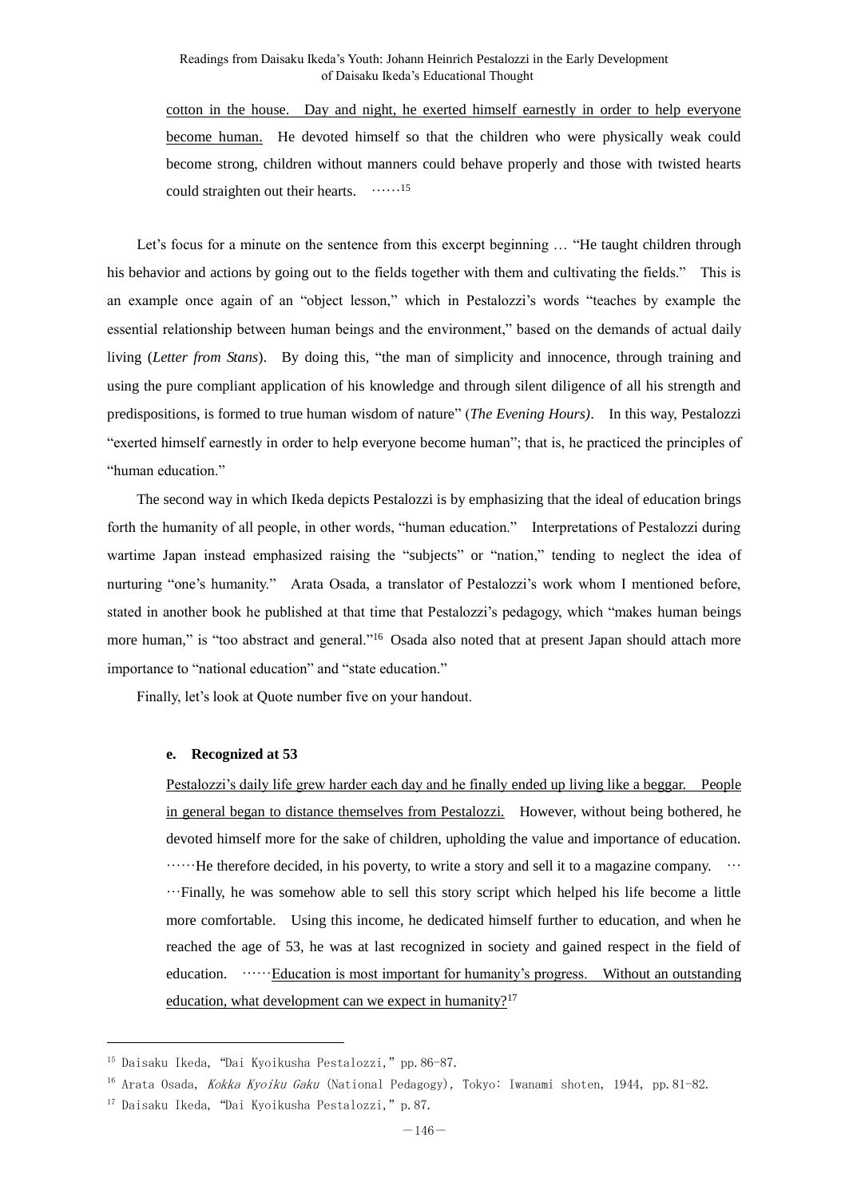cotton in the house. Day and night, he exerted himself earnestly in order to help everyone become human. He devoted himself so that the children who were physically weak could become strong, children without manners could behave properly and those with twisted hearts could straighten out their hearts. ……[15]

Let's focus for a minute on the sentence from this excerpt beginning … "He taught children through his behavior and actions by going out to the fields together with them and cultivating the fields." This is an example once again of an "object lesson," which in Pestalozzi's words "teaches by example the essential relationship between human beings and the environment," based on the demands of actual daily living (*Letter from Stans*). By doing this, "the man of simplicity and innocence, through training and using the pure compliant application of his knowledge and through silent diligence of all his strength and predispositions, is formed to true human wisdom of nature" (*The Evening Hours)*. In this way, Pestalozzi "exerted himself earnestly in order to help everyone become human"; that is, he practiced the principles of "human education."

The second way in which Ikeda depicts Pestalozzi is by emphasizing that the ideal of education brings forth the humanity of all people, in other words, "human education." Interpretations of Pestalozzi during wartime Japan instead emphasized raising the "subjects" or "nation," tending to neglect the idea of nurturing "one's humanity." Arata Osada, a translator of Pestalozzi's work whom I mentioned before, stated in another book he published at that time that Pestalozzi's pedagogy, which "makes human beings more human," is "too abstract and general."[16] Osada also noted that at present Japan should attach more importance to "national education" and "state education."

Finally, let's look at Quote number five on your handout.

**e. Recognized at 53**

Pestalozzi's daily life grew harder each day and he finally ended up living like a beggar. People in general began to distance themselves from Pestalozzi. However, without being bothered, he devoted himself more for the sake of children, upholding the value and importance of education. ……He therefore decided, in his poverty, to write a story and sell it to a magazine company. ……Finally, he was somehow able to sell this story script which helped his life become a little more comfortable. Using this income, he dedicated himself further to education, and when he reached the age of 53, he was at last recognized in society and gained respect in the field of education. ……Education is most important for humanity's progress. Without an outstanding education, what development can we expect in humanity?[17]

---

[15] Daisaku Ikeda, "Dai Kyoikusha Pestalozzi," pp.86-87.

[16] Arata Osada, *Kokka Kyoiku Gaku* (National Pedagogy), Tokyo: Iwanami shoten, 1944, pp.81-82.

[17] Daisaku Ikeda, "Dai Kyoikusha Pestalozzi," p.87.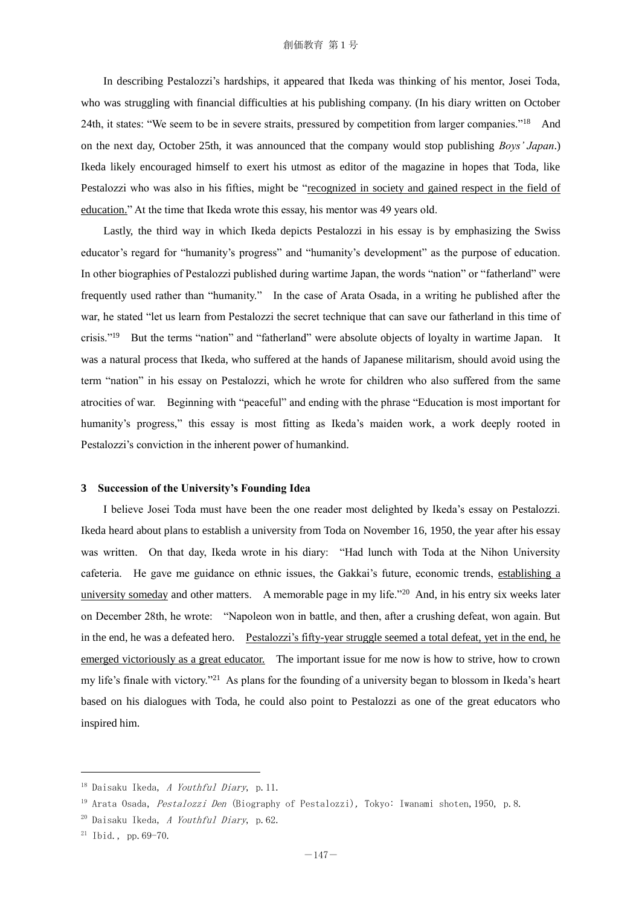In describing Pestalozzi's hardships, it appeared that Ikeda was thinking of his mentor, Josei Toda, who was struggling with financial difficulties at his publishing company. (In his diary written on October 24th, it states: "We seem to be in severe straits, pressured by competition from larger companies."[18] And on the next day, October 25th, it was announced that the company would stop publishing *Boys' Japan*.) Ikeda likely encouraged himself to exert his utmost as editor of the magazine in hopes that Toda, like Pestalozzi who was also in his fifties, might be "recognized in society and gained respect in the field of education." At the time that Ikeda wrote this essay, his mentor was 49 years old.

Lastly, the third way in which Ikeda depicts Pestalozzi in his essay is by emphasizing the Swiss educator's regard for "humanity's progress" and "humanity's development" as the purpose of education. In other biographies of Pestalozzi published during wartime Japan, the words "nation" or "fatherland" were frequently used rather than "humanity." In the case of Arata Osada, in a writing he published after the war, he stated "let us learn from Pestalozzi the secret technique that can save our fatherland in this time of crisis."[19] But the terms "nation" and "fatherland" were absolute objects of loyalty in wartime Japan. It was a natural process that Ikeda, who suffered at the hands of Japanese militarism, should avoid using the term "nation" in his essay on Pestalozzi, which he wrote for children who also suffered from the same atrocities of war. Beginning with "peaceful" and ending with the phrase "Education is most important for humanity's progress," this essay is most fitting as Ikeda's maiden work, a work deeply rooted in Pestalozzi's conviction in the inherent power of humankind.

### 3 Succession of the University's Founding Idea

I believe Josei Toda must have been the one reader most delighted by Ikeda's essay on Pestalozzi. Ikeda heard about plans to establish a university from Toda on November 16, 1950, the year after his essay was written. On that day, Ikeda wrote in his diary: "Had lunch with Toda at the Nihon University cafeteria. He gave me guidance on ethnic issues, the Gakkai's future, economic trends, establishing a university someday and other matters. A memorable page in my life."[20] And, in his entry six weeks later on December 28th, he wrote: "Napoleon won in battle, and then, after a crushing defeat, won again. But in the end, he was a defeated hero. Pestalozzi's fifty-year struggle seemed a total defeat, yet in the end, he emerged victoriously as a great educator. The important issue for me now is how to strive, how to crown my life's finale with victory."[21] As plans for the founding of a university began to blossom in Ikeda's heart based on his dialogues with Toda, he could also point to Pestalozzi as one of the great educators who inspired him.

---

[18] Daisaku Ikeda, *A Youthful Diary*, p.11.

[19] Arata Osada, *Pestalozzi Den* (Biography of Pestalozzi), Tokyo: Iwanami shoten, 1950, p.8.

[20] Daisaku Ikeda, *A Youthful Diary*, p.62.

[21] Ibid., pp.69-70.